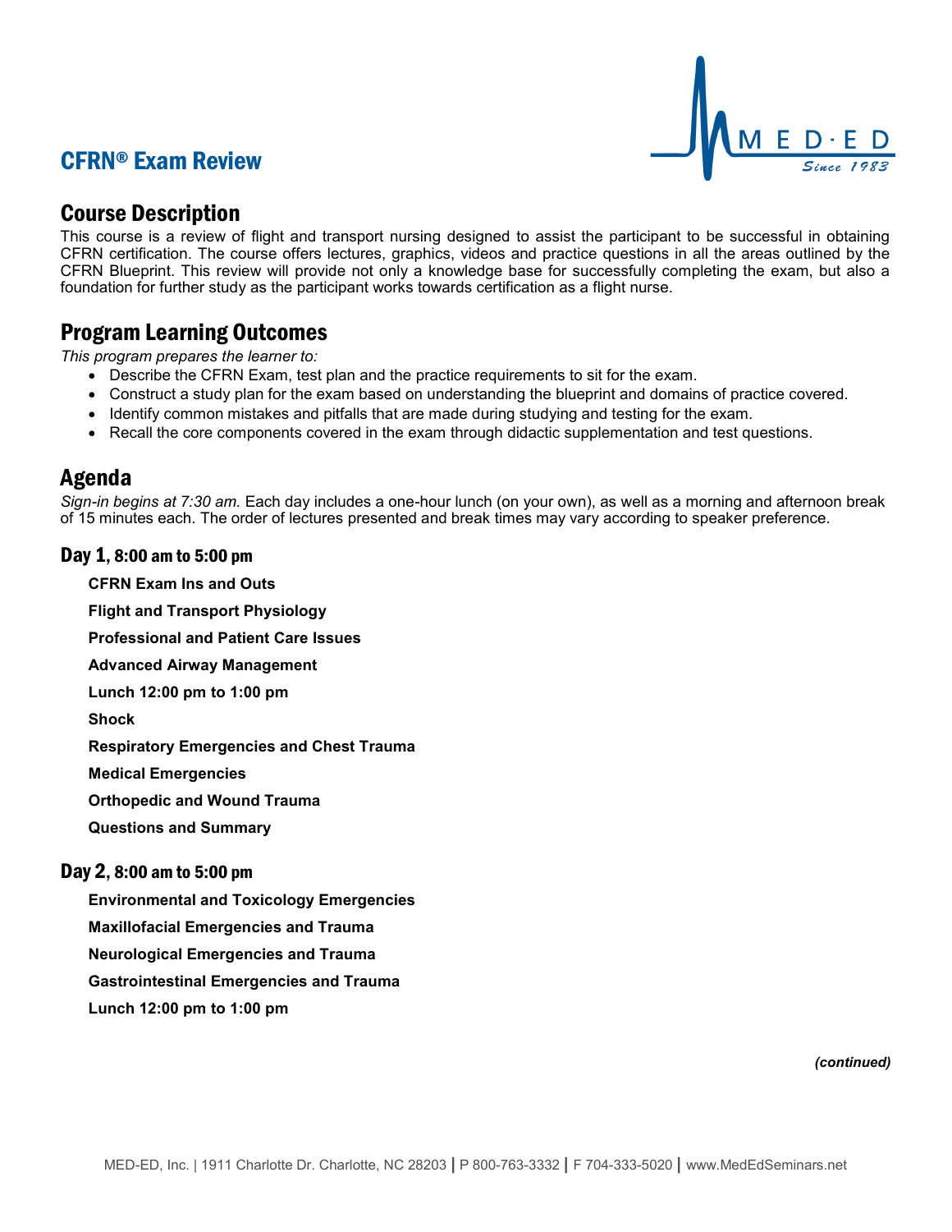# CFRN® Exam Review

## Course Description

This course is a review of flight and transport nursing designed to assist the participant to be successful in obtaining CFRN certification. The course offers lectures, graphics, videos and practice questions in all the areas outlined by the CFRN Blueprint. This review will provide not only a knowledge base for successfully completing the exam, but also a foundation for further study as the participant works towards certification as a flight nurse.

## Program Learning Outcomes

*This program prepares the learner to:*

- Describe the CFRN Exam, test plan and the practice requirements to sit for the exam.
- Construct a study plan for the exam based on understanding the blueprint and domains of practice covered.
- Identify common mistakes and pitfalls that are made during studying and testing for the exam.
- Recall the core components covered in the exam through didactic supplementation and test questions.

## Agenda

*Sign-in begins at 7:30 am.* Each day includes a one-hour lunch (on your own), as well as a morning and afternoon break of 15 minutes each. The order of lectures presented and break times may vary according to speaker preference.

### Day 1, 8:00 am to 5:00 pm

**CFRN Exam Ins and Outs**

**Flight and Transport Physiology**

**Professional and Patient Care Issues**

**Advanced Airway Management**

**Lunch 12:00 pm to 1:00 pm**

**Shock**

**Respiratory Emergencies and Chest Trauma**

**Medical Emergencies**

**Orthopedic and Wound Trauma**

**Questions and Summary**

### Day 2, 8:00 am to 5:00 pm

**Environmental and Toxicology Emergencies**

**Maxillofacial Emergencies and Trauma**

**Neurological Emergencies and Trauma**

**Gastrointestinal Emergencies and Trauma**

**Lunch 12:00 pm to 1:00 pm**

***(continued)***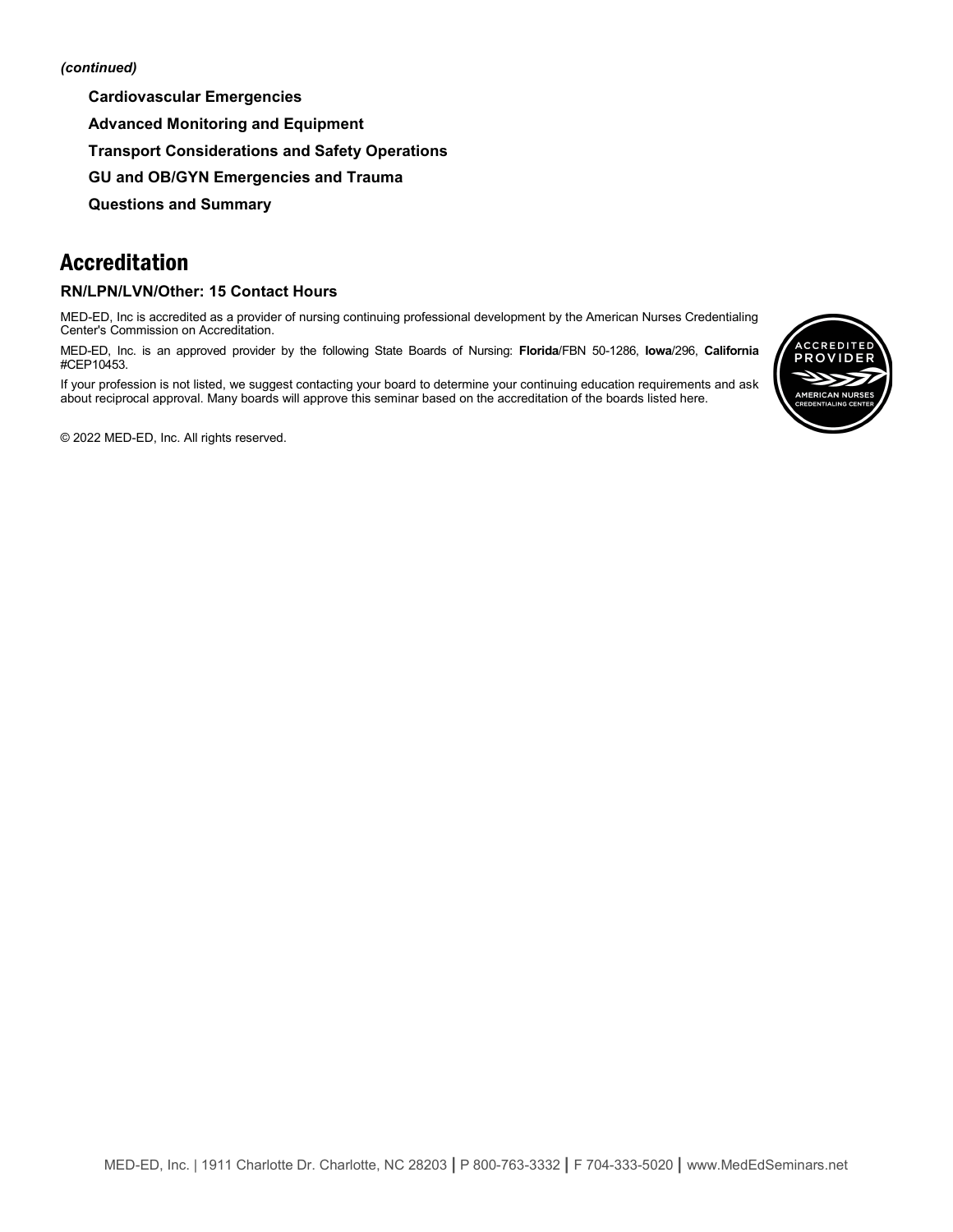*(continued)*

**Cardiovascular Emergencies**

**Advanced Monitoring and Equipment**

**Transport Considerations and Safety Operations**

**GU and OB/GYN Emergencies and Trauma**

**Questions and Summary**

## Accreditation

**RN/LPN/LVN/Other: 15 Contact Hours**

MED-ED, Inc is accredited as a provider of nursing continuing professional development by the American Nurses Credentialing Center's Commission on Accreditation.

MED-ED, Inc. is an approved provider by the following State Boards of Nursing: **Florida**/FBN 50-1286, **Iowa**/296, **California** #CEP10453.

If your profession is not listed, we suggest contacting your board to determine your continuing education requirements and ask about reciprocal approval. Many boards will approve this seminar based on the accreditation of the boards listed here.

© 2022 MED-ED, Inc. All rights reserved.

MED-ED, Inc. | 1911 Charlotte Dr. Charlotte, NC 28203 | P 800-763-3332 | F 704-333-5020 | www.MedEdSeminars.net